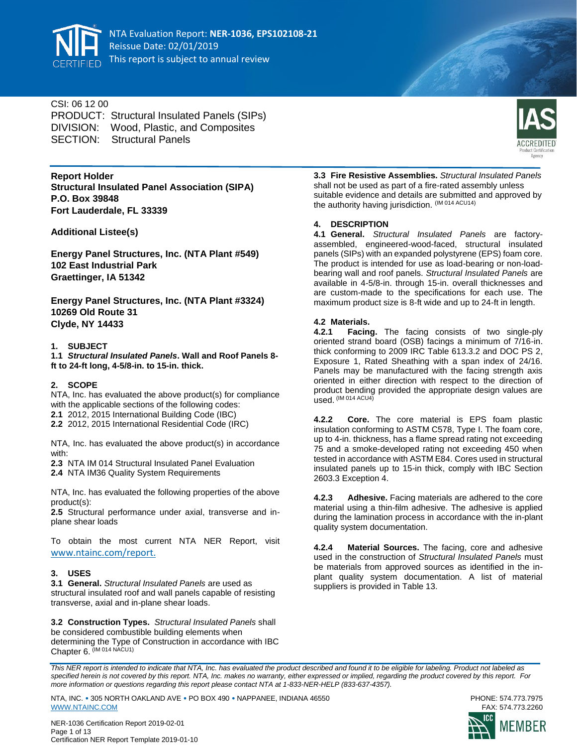NTA Evaluation Report: **NER-1036, EPS102108-21**
Reissue Date: 02/01/2019
This report is subject to annual review

CSI: 06 12 00
PRODUCT: Structural Insulated Panels (SIPs)
DIVISION: Wood, Plastic, and Composites
SECTION: Structural Panels

**Report Holder**
**Structural Insulated Panel Association (SIPA)**
**P.O. Box 39848**
**Fort Lauderdale, FL 33339**

**Additional Listee(s)**

**Energy Panel Structures, Inc. (NTA Plant #549)**
**102 East Industrial Park**
**Graettinger, IA 51342**

**Energy Panel Structures, Inc. (NTA Plant #3324)**
**10269 Old Route 31**
**Clyde, NY 14433**

## 1. SUBJECT

**1.1** ***Structural Insulated Panels*. Wall and Roof Panels 8-ft to 24-ft long, 4-5/8-in. to 15-in. thick.**

## 2. SCOPE

NTA, Inc. has evaluated the above product(s) for compliance with the applicable sections of the following codes:

**2.1** 2012, 2015 International Building Code (IBC)
**2.2** 2012, 2015 International Residential Code (IRC)

NTA, Inc. has evaluated the above product(s) in accordance with:

**2.3** NTA IM 014 Structural Insulated Panel Evaluation
**2.4** NTA IM36 Quality System Requirements

NTA, Inc. has evaluated the following properties of the above product(s):

**2.5** Structural performance under axial, transverse and in-plane shear loads

To obtain the most current NTA NER Report, visit www.ntainc.com/report.

## 3. USES

**3.1 General.** *Structural Insulated Panels* are used as structural insulated roof and wall panels capable of resisting transverse, axial and in-plane shear loads.

**3.2 Construction Types.** *Structural Insulated Panels* shall be considered combustible building elements when determining the Type of Construction in accordance with IBC Chapter 6. (IM 014 NACU1)

**3.3 Fire Resistive Assemblies.** *Structural Insulated Panels* shall not be used as part of a fire-rated assembly unless suitable evidence and details are submitted and approved by the authority having jurisdiction. (IM 014 ACU14)

## 4. DESCRIPTION

**4.1 General.** *Structural Insulated Panels* are factory-assembled, engineered-wood-faced, structural insulated panels (SIPs) with an expanded polystyrene (EPS) foam core. The product is intended for use as load-bearing or non-load-bearing wall and roof panels. *Structural Insulated Panels* are available in 4-5/8-in. through 15-in. overall thicknesses and are custom-made to the specifications for each use. The maximum product size is 8-ft wide and up to 24-ft in length.

**4.2 Materials.**

**4.2.1 Facing.** The facing consists of two single-ply oriented strand board (OSB) facings a minimum of 7/16-in. thick conforming to 2009 IRC Table 613.3.2 and DOC PS 2, Exposure 1, Rated Sheathing with a span index of 24/16. Panels may be manufactured with the facing strength axis oriented in either direction with respect to the direction of product bending provided the appropriate design values are used. (IM 014 ACU4)

**4.2.2 Core.** The core material is EPS foam plastic insulation conforming to ASTM C578, Type I. The foam core, up to 4-in. thickness, has a flame spread rating not exceeding 75 and a smoke-developed rating not exceeding 450 when tested in accordance with ASTM E84. Cores used in structural insulated panels up to 15-in thick, comply with IBC Section 2603.3 Exception 4.

**4.2.3 Adhesive.** Facing materials are adhered to the core material using a thin-film adhesive. The adhesive is applied during the lamination process in accordance with the in-plant quality system documentation.

**4.2.4 Material Sources.** The facing, core and adhesive used in the construction of *Structural Insulated Panels* must be materials from approved sources as identified in the in-plant quality system documentation. A list of material suppliers is provided in Table 13.

*This NER report is intended to indicate that NTA, Inc. has evaluated the product described and found it to be eligible for labeling. Product not labeled as specified herein is not covered by this report. NTA, Inc. makes no warranty, either expressed or implied, regarding the product covered by this report. For more information or questions regarding this report please contact NTA at 1-833-NER-HELP (833-637-4357).*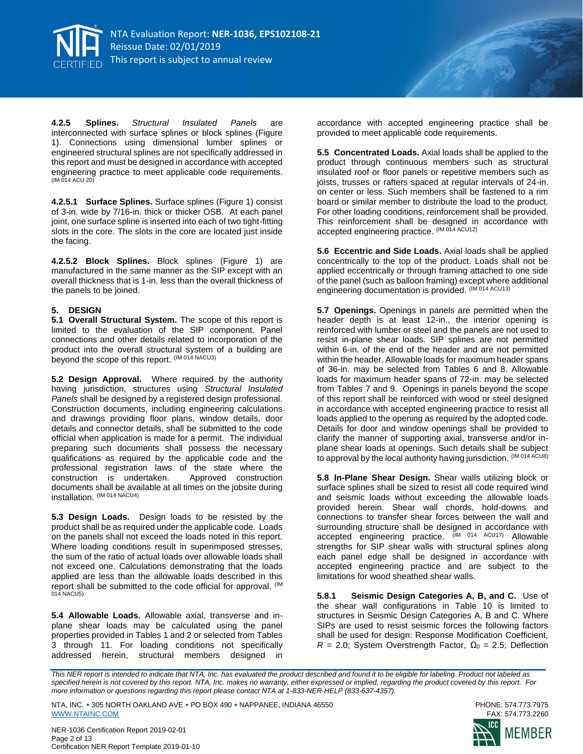**4.2.5 Splines.** *Structural Insulated Panels* are interconnected with surface splines or block splines (Figure 1). Connections using dimensional lumber splines or engineered structural splines are not specifically addressed in this report and must be designed in accordance with accepted engineering practice to meet applicable code requirements. (IM 014 ACU 20)

**4.2.5.1 Surface Splines.** Surface splines (Figure 1) consist of 3-in. wide by 7/16-in. thick or thicker OSB. At each panel joint, one surface spline is inserted into each of two tight-fitting slots in the core. The slots in the core are located just inside the facing.

**4.2.5.2 Block Splines.** Block splines (Figure 1) are manufactured in the same manner as the SIP except with an overall thickness that is 1-in. less than the overall thickness of the panels to be joined.

## 5. DESIGN

**5.1 Overall Structural System.** The scope of this report is limited to the evaluation of the SIP component. Panel connections and other details related to incorporation of the product into the overall structural system of a building are beyond the scope of this report. (IM 014 NACU3)

**5.2 Design Approval.** Where required by the authority having jurisdiction, structures using *Structural Insulated Panels* shall be designed by a registered design professional. Construction documents, including engineering calculations and drawings providing floor plans, window details, door details and connector details, shall be submitted to the code official when application is made for a permit. The individual preparing such documents shall possess the necessary qualifications as required by the applicable code and the professional registration laws of the state where the construction is undertaken. Approved construction documents shall be available at all times on the jobsite during installation. (IM 014 NACU4)

**5.3 Design Loads.** Design loads to be resisted by the product shall be as required under the applicable code. Loads on the panels shall not exceed the loads noted in this report. Where loading conditions result in superimposed stresses, the sum of the ratio of actual loads over allowable loads shall not exceed one. Calculations demonstrating that the loads applied are less than the allowable loads described in this report shall be submitted to the code official for approval. (IM 014 NACU5)

**5.4 Allowable Loads.** Allowable axial, transverse and in-plane shear loads may be calculated using the panel properties provided in Tables 1 and 2 or selected from Tables 3 through 11. For loading conditions not specifically addressed herein, structural members designed in accordance with accepted engineering practice shall be provided to meet applicable code requirements.

**5.5 Concentrated Loads.** Axial loads shall be applied to the product through continuous members such as structural insulated roof or floor panels or repetitive members such as joists, trusses or rafters spaced at regular intervals of 24-in. on center or less. Such members shall be fastened to a rim board or similar member to distribute the load to the product. For other loading conditions, reinforcement shall be provided. This reinforcement shall be designed in accordance with accepted engineering practice. (IM 014 ACU12)

**5.6 Eccentric and Side Loads.** Axial loads shall be applied concentrically to the top of the product. Loads shall not be applied eccentrically or through framing attached to one side of the panel (such as balloon framing) except where additional engineering documentation is provided. (IM 014 ACU13)

**5.7 Openings.** Openings in panels are permitted when the header depth is at least 12-in., the interior opening is reinforced with lumber or steel and the panels are not used to resist in-plane shear loads. SIP splines are not permitted within 6-in. of the end of the header and are not permitted within the header. Allowable loads for maximum header spans of 36-in. may be selected from Tables 6 and 8. Allowable loads for maximum header spans of 72-in. may be selected from Tables 7 and 9. Openings in panels beyond the scope of this report shall be reinforced with wood or steel designed in accordance with accepted engineering practice to resist all loads applied to the opening as required by the adopted code. Details for door and window openings shall be provided to clarify the manner of supporting axial, transverse and/or in-plane shear loads at openings. Such details shall be subject to approval by the local authority having jurisdiction. (IM 014 ACU8)

**5.8 In-Plane Shear Design.** Shear walls utilizing block or surface splines shall be sized to resist all code required wind and seismic loads without exceeding the allowable loads provided herein. Shear wall chords, hold-downs and connections to transfer shear forces between the wall and surrounding structure shall be designed in accordance with accepted engineering practice. (IM 014 ACU17) Allowable strengths for SIP shear walls with structural splines along each panel edge shall be designed in accordance with accepted engineering practice and are subject to the limitations for wood sheathed shear walls.

**5.8.1 Seismic Design Categories A, B, and C.** Use of the shear wall configurations in Table 10 is limited to structures in Seismic Design Categories A, B and C. Where SIPs are used to resist seismic forces the following factors shall be used for design: Response Modification Coefficient, $R$ = 2.0; System Overstrength Factor, $\Omega_0$ = 2.5; Deflection

*This NER report is intended to indicate that NTA, Inc. has evaluated the product described and found it to be eligible for labeling. Product not labeled as specified herein is not covered by this report. NTA, Inc. makes no warranty, either expressed or implied, regarding the product covered by this report. For more information or questions regarding this report please contact NTA at 1-833-NER-HELP (833-637-4357).*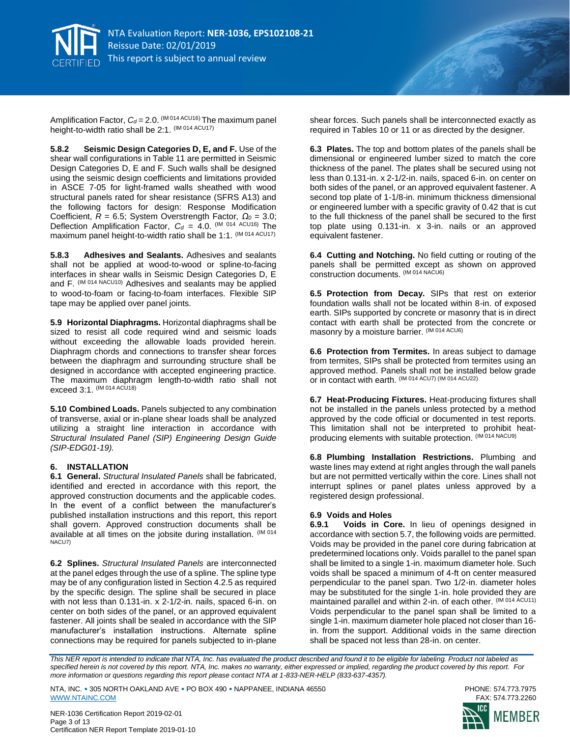Amplification Factor, $C_d$ = 2.0. (IM 014 ACU16) The maximum panel height-to-width ratio shall be 2:1. (IM 014 ACU17)

**5.8.2 Seismic Design Categories D, E, and F.** Use of the shear wall configurations in Table 11 are permitted in Seismic Design Categories D, E and F. Such walls shall be designed using the seismic design coefficients and limitations provided in ASCE 7-05 for light-framed walls sheathed with wood structural panels rated for shear resistance (SFRS A13) and the following factors for design: Response Modification Coefficient, $R$ = 6.5; System Overstrength Factor, $\Omega_0$ = 3.0; Deflection Amplification Factor, $C_d$ = 4.0. (IM 014 ACU16) The maximum panel height-to-width ratio shall be 1:1. (IM 014 ACU17)

**5.8.3 Adhesives and Sealants.** Adhesives and sealants shall not be applied at wood-to-wood or spline-to-facing interfaces in shear walls in Seismic Design Categories D, E and F. (IM 014 NACU10) Adhesives and sealants may be applied to wood-to-foam or facing-to-foam interfaces. Flexible SIP tape may be applied over panel joints.

**5.9 Horizontal Diaphragms.** Horizontal diaphragms shall be sized to resist all code required wind and seismic loads without exceeding the allowable loads provided herein. Diaphragm chords and connections to transfer shear forces between the diaphragm and surrounding structure shall be designed in accordance with accepted engineering practice. The maximum diaphragm length-to-width ratio shall not exceed 3:1. (IM 014 ACU18)

**5.10 Combined Loads.** Panels subjected to any combination of transverse, axial or in-plane shear loads shall be analyzed utilizing a straight line interaction in accordance with *Structural Insulated Panel (SIP) Engineering Design Guide (SIP-EDG01-19).*

## 6. INSTALLATION

**6.1 General.** *Structural Insulated Panels* shall be fabricated, identified and erected in accordance with this report, the approved construction documents and the applicable codes. In the event of a conflict between the manufacturer's published installation instructions and this report, this report shall govern. Approved construction documents shall be available at all times on the jobsite during installation. (IM 014 NACU7)

**6.2 Splines.** *Structural Insulated Panels* are interconnected at the panel edges through the use of a spline. The spline type may be of any configuration listed in Section 4.2.5 as required by the specific design. The spline shall be secured in place with not less than 0.131-in. x 2-1/2-in. nails, spaced 6-in. on center on both sides of the panel, or an approved equivalent fastener. All joints shall be sealed in accordance with the SIP manufacturer's installation instructions. Alternate spline connections may be required for panels subjected to in-plane shear forces. Such panels shall be interconnected exactly as required in Tables 10 or 11 or as directed by the designer.

**6.3 Plates.** The top and bottom plates of the panels shall be dimensional or engineered lumber sized to match the core thickness of the panel. The plates shall be secured using not less than 0.131-in. x 2-1/2-in. nails, spaced 6-in. on center on both sides of the panel, or an approved equivalent fastener. A second top plate of 1-1/8-in. minimum thickness dimensional or engineered lumber with a specific gravity of 0.42 that is cut to the full thickness of the panel shall be secured to the first top plate using 0.131-in. x 3-in. nails or an approved equivalent fastener.

**6.4 Cutting and Notching.** No field cutting or routing of the panels shall be permitted except as shown on approved construction documents. (IM 014 NACU6)

**6.5 Protection from Decay.** SIPs that rest on exterior foundation walls shall not be located within 8-in. of exposed earth. SIPs supported by concrete or masonry that is in direct contact with earth shall be protected from the concrete or masonry by a moisture barrier. (IM 014 ACU6)

**6.6 Protection from Termites.** In areas subject to damage from termites, SIPs shall be protected from termites using an approved method. Panels shall not be installed below grade or in contact with earth. (IM 014 ACU7) (IM 014 ACU22)

**6.7 Heat-Producing Fixtures.** Heat-producing fixtures shall not be installed in the panels unless protected by a method approved by the code official or documented in test reports. This limitation shall not be interpreted to prohibit heat-producing elements with suitable protection. (IM 014 NACU9)

**6.8 Plumbing Installation Restrictions.** Plumbing and waste lines may extend at right angles through the wall panels but are not permitted vertically within the core. Lines shall not interrupt splines or panel plates unless approved by a registered design professional.

**6.9 Voids and Holes**

**6.9.1 Voids in Core.** In lieu of openings designed in accordance with section 5.7, the following voids are permitted. Voids may be provided in the panel core during fabrication at predetermined locations only. Voids parallel to the panel span shall be limited to a single 1-in. maximum diameter hole. Such voids shall be spaced a minimum of 4-ft on center measured perpendicular to the panel span. Two 1/2-in. diameter holes may be substituted for the single 1-in. hole provided they are maintained parallel and within 2-in. of each other. (IM 014 ACU11) Voids perpendicular to the panel span shall be limited to a single 1-in. maximum diameter hole placed not closer than 16-in. from the support. Additional voids in the same direction shall be spaced not less than 28-in. on center.

*This NER report is intended to indicate that NTA, Inc. has evaluated the product described and found it to be eligible for labeling. Product not labeled as specified herein is not covered by this report. NTA, Inc. makes no warranty, either expressed or implied, regarding the product covered by this report. For more information or questions regarding this report please contact NTA at 1-833-NER-HELP (833-637-4357).*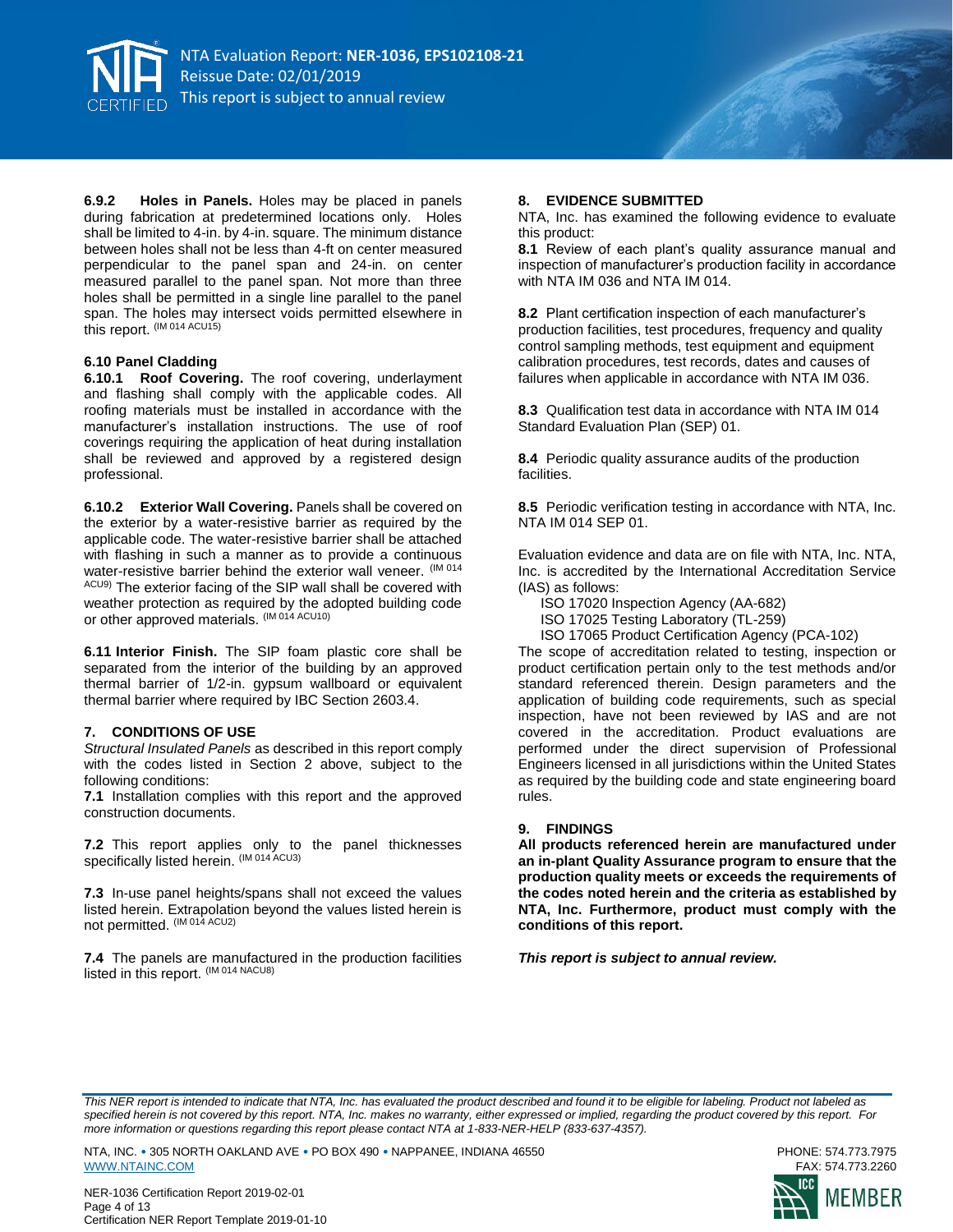**6.9.2 Holes in Panels.** Holes may be placed in panels during fabrication at predetermined locations only. Holes shall be limited to 4-in. by 4-in. square. The minimum distance between holes shall not be less than 4-ft on center measured perpendicular to the panel span and 24-in. on center measured parallel to the panel span. Not more than three holes shall be permitted in a single line parallel to the panel span. The holes may intersect voids permitted elsewhere in this report. (IM 014 ACU15)

### 6.10 Panel Cladding

**6.10.1 Roof Covering.** The roof covering, underlayment and flashing shall comply with the applicable codes. All roofing materials must be installed in accordance with the manufacturer's installation instructions. The use of roof coverings requiring the application of heat during installation shall be reviewed and approved by a registered design professional.

**6.10.2 Exterior Wall Covering.** Panels shall be covered on the exterior by a water-resistive barrier as required by the applicable code. The water-resistive barrier shall be attached with flashing in such a manner as to provide a continuous water-resistive barrier behind the exterior wall veneer. (IM 014 ACU9) The exterior facing of the SIP wall shall be covered with weather protection as required by the adopted building code or other approved materials. (IM 014 ACU10)

**6.11 Interior Finish.** The SIP foam plastic core shall be separated from the interior of the building by an approved thermal barrier of 1/2-in. gypsum wallboard or equivalent thermal barrier where required by IBC Section 2603.4.

## 7. CONDITIONS OF USE

*Structural Insulated Panels* as described in this report comply with the codes listed in Section 2 above, subject to the following conditions:

**7.1** Installation complies with this report and the approved construction documents.

**7.2** This report applies only to the panel thicknesses specifically listed herein. (IM 014 ACU3)

**7.3** In-use panel heights/spans shall not exceed the values listed herein. Extrapolation beyond the values listed herein is not permitted. (IM 014 ACU2)

**7.4** The panels are manufactured in the production facilities listed in this report. (IM 014 NACU8)

## 8. EVIDENCE SUBMITTED

NTA, Inc. has examined the following evidence to evaluate this product:

**8.1** Review of each plant's quality assurance manual and inspection of manufacturer's production facility in accordance with NTA IM 036 and NTA IM 014.

**8.2** Plant certification inspection of each manufacturer's production facilities, test procedures, frequency and quality control sampling methods, test equipment and equipment calibration procedures, test records, dates and causes of failures when applicable in accordance with NTA IM 036.

**8.3** Qualification test data in accordance with NTA IM 014 Standard Evaluation Plan (SEP) 01.

**8.4** Periodic quality assurance audits of the production facilities.

**8.5** Periodic verification testing in accordance with NTA, Inc. NTA IM 014 SEP 01.

Evaluation evidence and data are on file with NTA, Inc. NTA, Inc. is accredited by the International Accreditation Service (IAS) as follows:

- ISO 17020 Inspection Agency (AA-682)
- ISO 17025 Testing Laboratory (TL-259)
- ISO 17065 Product Certification Agency (PCA-102)

The scope of accreditation related to testing, inspection or product certification pertain only to the test methods and/or standard referenced therein. Design parameters and the application of building code requirements, such as special inspection, have not been reviewed by IAS and are not covered in the accreditation. Product evaluations are performed under the direct supervision of Professional Engineers licensed in all jurisdictions within the United States as required by the building code and state engineering board rules.

## 9. FINDINGS

**All products referenced herein are manufactured under an in-plant Quality Assurance program to ensure that the production quality meets or exceeds the requirements of the codes noted herein and the criteria as established by NTA, Inc. Furthermore, product must comply with the conditions of this report.**

***This report is subject to annual review.***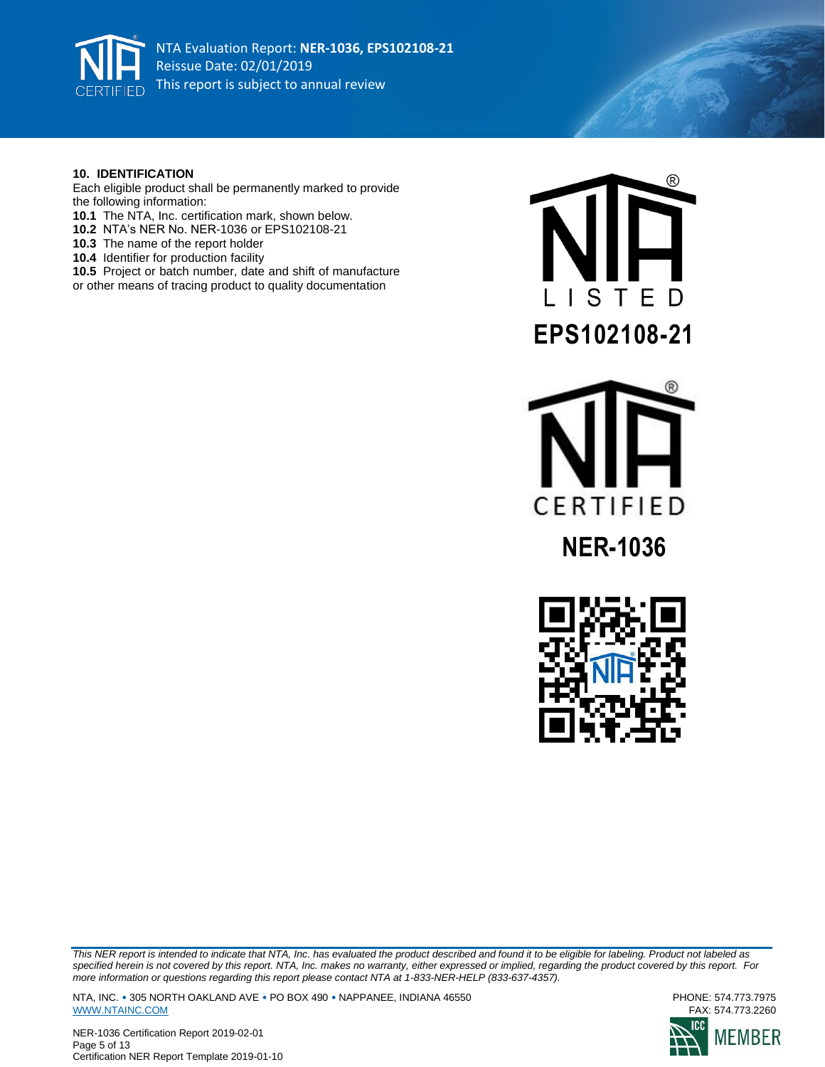## 10. IDENTIFICATION

Each eligible product shall be permanently marked to provide the following information:

**10.1** The NTA, Inc. certification mark, shown below.
**10.2** NTA's NER No. NER-1036 or EPS102108-21
**10.3** The name of the report holder
**10.4** Identifier for production facility
**10.5** Project or batch number, date and shift of manufacture or other means of tracing product to quality documentation

LISTED
**EPS102108-21**

CERTIFIED
**NER-1036**

*This NER report is intended to indicate that NTA, Inc. has evaluated the product described and found it to be eligible for labeling. Product not labeled as specified herein is not covered by this report. NTA, Inc. makes no warranty, either expressed or implied, regarding the product covered by this report. For more information or questions regarding this report please contact NTA at 1-833-NER-HELP (833-637-4357).*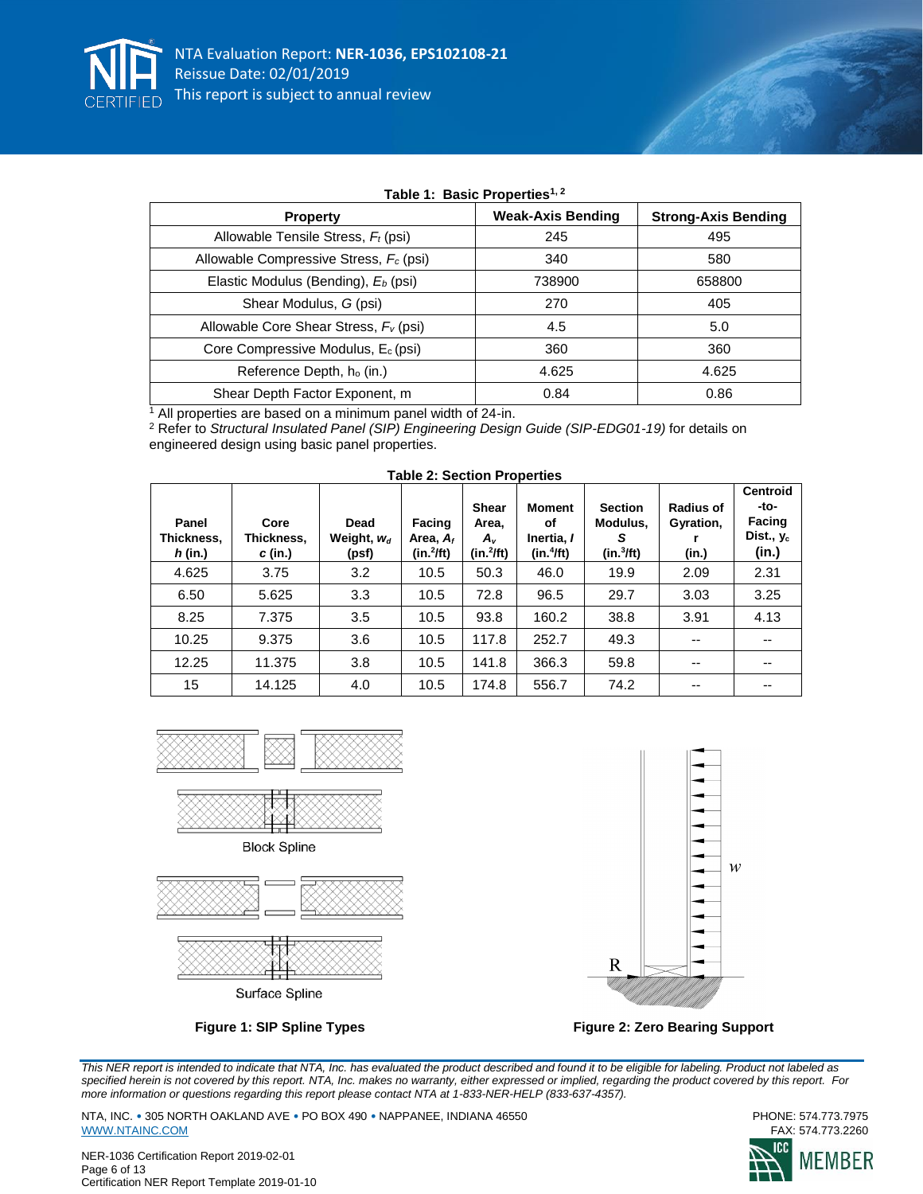**Table 1: Basic Properties[1, 2]**

| Property | Weak-Axis Bending | Strong-Axis Bending |
|---|---|---|
| Allowable Tensile Stress, $F_t$ (psi) | 245 | 495 |
| Allowable Compressive Stress, $F_c$ (psi) | 340 | 580 |
| Elastic Modulus (Bending), $E_b$ (psi) | 738900 | 658800 |
| Shear Modulus, $G$ (psi) | 270 | 405 |
| Allowable Core Shear Stress, $F_v$ (psi) | 4.5 | 5.0 |
| Core Compressive Modulus, $E_c$ (psi) | 360 | 360 |
| Reference Depth, $h_o$ (in.) | 4.625 | 4.625 |
| Shear Depth Factor Exponent, m | 0.84 | 0.86 |

[1] All properties are based on a minimum panel width of 24-in.
[2] Refer to *Structural Insulated Panel (SIP) Engineering Design Guide (SIP-EDG01-19)* for details on engineered design using basic panel properties.

**Table 2: Section Properties**

| Panel Thickness, $h$ (in.) | Core Thickness, $c$ (in.) | Dead Weight, $w_d$ (psf) | Facing Area, $A_f$ (in.$^2$/ft) | Shear Area, $A_v$ (in.$^2$/ft) | Moment of Inertia, $I$ (in.$^4$/ft) | Section Modulus, $S$ (in.$^3$/ft) | Radius of Gyration, r (in.) | Centroid-to-Facing Dist., $y_c$ (in.) |
|---|---|---|---|---|---|---|---|---|
| 4.625 | 3.75 | 3.2 | 10.5 | 50.3 | 46.0 | 19.9 | 2.09 | 2.31 |
| 6.50 | 5.625 | 3.3 | 10.5 | 72.8 | 96.5 | 29.7 | 3.03 | 3.25 |
| 8.25 | 7.375 | 3.5 | 10.5 | 93.8 | 160.2 | 38.8 | 3.91 | 4.13 |
| 10.25 | 9.375 | 3.6 | 10.5 | 117.8 | 252.7 | 49.3 | -- | -- |
| 12.25 | 11.375 | 3.8 | 10.5 | 141.8 | 366.3 | 59.8 | -- | -- |
| 15 | 14.125 | 4.0 | 10.5 | 174.8 | 556.7 | 74.2 | -- | -- |

Block Spline

Surface Spline

**Figure 1: SIP Spline Types**

**Figure 2: Zero Bearing Support**

*This NER report is intended to indicate that NTA, Inc. has evaluated the product described and found it to be eligible for labeling. Product not labeled as specified herein is not covered by this report. NTA, Inc. makes no warranty, either expressed or implied, regarding the product covered by this report. For more information or questions regarding this report please contact NTA at 1-833-NER-HELP (833-637-4357).*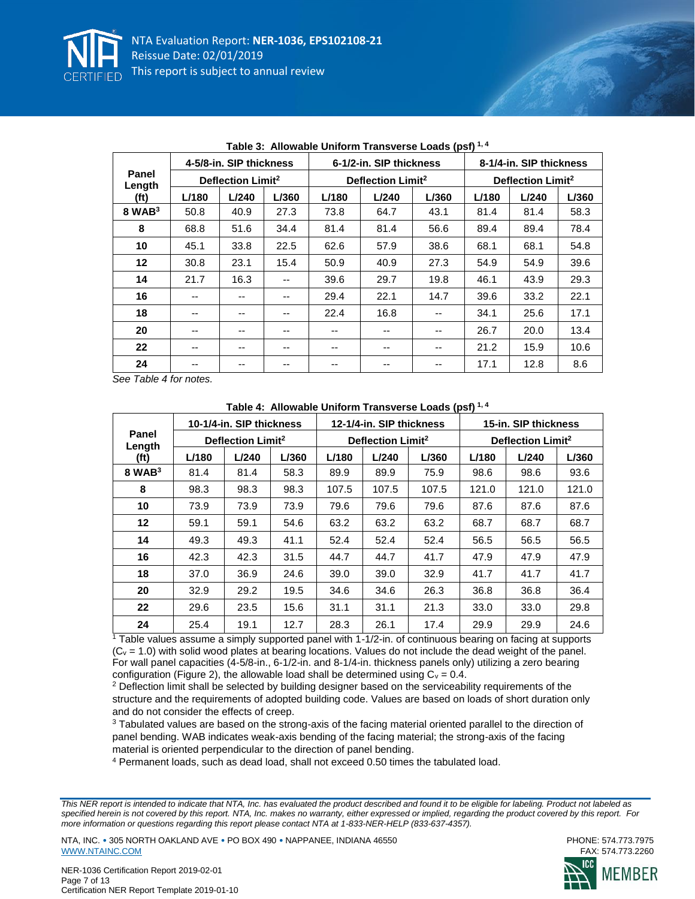**Table 3: Allowable Uniform Transverse Loads (psf) [1, 4]**

| Panel Length (ft) | 4-5/8-in. SIP thickness | | | 6-1/2-in. SIP thickness | | | 8-1/4-in. SIP thickness | | |
|---|---|---|---|---|---|---|---|---|---|
| | Deflection Limit[2] | | | Deflection Limit[2] | | | Deflection Limit[2] | | |
| | L/180 | L/240 | L/360 | L/180 | L/240 | L/360 | L/180 | L/240 | L/360 |
| **8 WAB[3]** | 50.8 | 40.9 | 27.3 | 73.8 | 64.7 | 43.1 | 81.4 | 81.4 | 58.3 |
| **8** | 68.8 | 51.6 | 34.4 | 81.4 | 81.4 | 56.6 | 89.4 | 89.4 | 78.4 |
| **10** | 45.1 | 33.8 | 22.5 | 62.6 | 57.9 | 38.6 | 68.1 | 68.1 | 54.8 |
| **12** | 30.8 | 23.1 | 15.4 | 50.9 | 40.9 | 27.3 | 54.9 | 54.9 | 39.6 |
| **14** | 21.7 | 16.3 | -- | 39.6 | 29.7 | 19.8 | 46.1 | 43.9 | 29.3 |
| **16** | -- | -- | -- | 29.4 | 22.1 | 14.7 | 39.6 | 33.2 | 22.1 |
| **18** | -- | -- | -- | 22.4 | 16.8 | -- | 34.1 | 25.6 | 17.1 |
| **20** | -- | -- | -- | -- | -- | -- | 26.7 | 20.0 | 13.4 |
| **22** | -- | -- | -- | -- | -- | -- | 21.2 | 15.9 | 10.6 |
| **24** | -- | -- | -- | -- | -- | -- | 17.1 | 12.8 | 8.6 |

*See Table 4 for notes.*

**Table 4: Allowable Uniform Transverse Loads (psf) [1, 4]**

| Panel Length (ft) | 10-1/4-in. SIP thickness | | | 12-1/4-in. SIP thickness | | | 15-in. SIP thickness | | |
|---|---|---|---|---|---|---|---|---|---|
| | Deflection Limit[2] | | | Deflection Limit[2] | | | Deflection Limit[2] | | |
| | L/180 | L/240 | L/360 | L/180 | L/240 | L/360 | L/180 | L/240 | L/360 |
| **8 WAB[3]** | 81.4 | 81.4 | 58.3 | 89.9 | 89.9 | 75.9 | 98.6 | 98.6 | 93.6 |
| **8** | 98.3 | 98.3 | 98.3 | 107.5 | 107.5 | 107.5 | 121.0 | 121.0 | 121.0 |
| **10** | 73.9 | 73.9 | 73.9 | 79.6 | 79.6 | 79.6 | 87.6 | 87.6 | 87.6 |
| **12** | 59.1 | 59.1 | 54.6 | 63.2 | 63.2 | 63.2 | 68.7 | 68.7 | 68.7 |
| **14** | 49.3 | 49.3 | 41.1 | 52.4 | 52.4 | 52.4 | 56.5 | 56.5 | 56.5 |
| **16** | 42.3 | 42.3 | 31.5 | 44.7 | 44.7 | 41.7 | 47.9 | 47.9 | 47.9 |
| **18** | 37.0 | 36.9 | 24.6 | 39.0 | 39.0 | 32.9 | 41.7 | 41.7 | 41.7 |
| **20** | 32.9 | 29.2 | 19.5 | 34.6 | 34.6 | 26.3 | 36.8 | 36.8 | 36.4 |
| **22** | 29.6 | 23.5 | 15.6 | 31.1 | 31.1 | 21.3 | 33.0 | 33.0 | 29.8 |
| **24** | 25.4 | 19.1 | 12.7 | 28.3 | 26.1 | 17.4 | 29.9 | 29.9 | 24.6 |

[1] Table values assume a simply supported panel with 1-1/2-in. of continuous bearing on facing at supports ($C_v = 1.0$) with solid wood plates at bearing locations. Values do not include the dead weight of the panel. For wall panel capacities (4-5/8-in., 6-1/2-in. and 8-1/4-in. thickness panels only) utilizing a zero bearing configuration (Figure 2), the allowable load shall be determined using $C_v = 0.4$.

[2] Deflection limit shall be selected by building designer based on the serviceability requirements of the structure and the requirements of adopted building code. Values are based on loads of short duration only and do not consider the effects of creep.

[3] Tabulated values are based on the strong-axis of the facing material oriented parallel to the direction of panel bending. WAB indicates weak-axis bending of the facing material; the strong-axis of the facing material is oriented perpendicular to the direction of panel bending.

[4] Permanent loads, such as dead load, shall not exceed 0.50 times the tabulated load.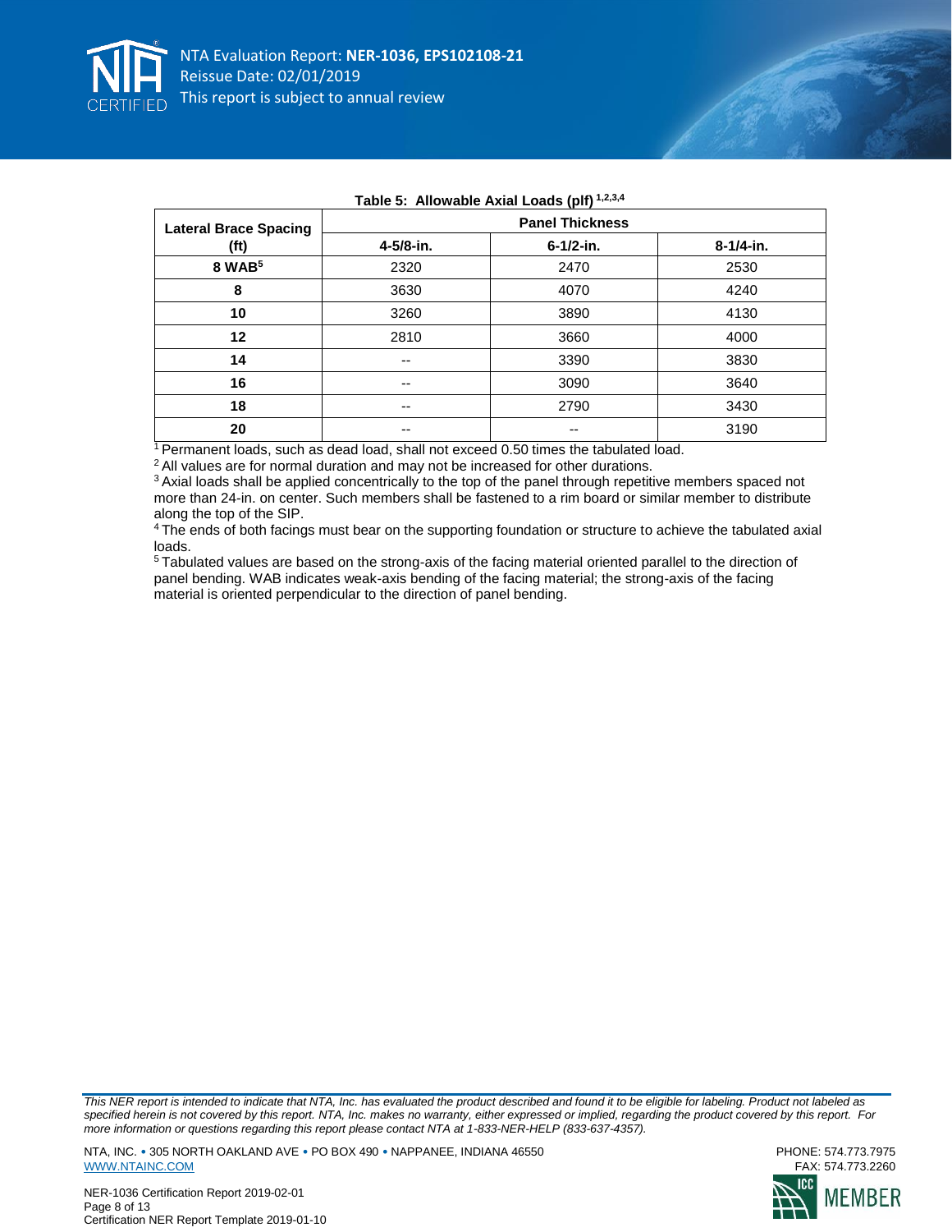**Table 5: Allowable Axial Loads (plf) [1,2,3,4]**

| Lateral Brace Spacing (ft) | Panel Thickness | | |
|---|---|---|---|
| | 4-5/8-in. | 6-1/2-in. | 8-1/4-in. |
| **8 WAB[5]** | 2320 | 2470 | 2530 |
| **8** | 3630 | 4070 | 4240 |
| **10** | 3260 | 3890 | 4130 |
| **12** | 2810 | 3660 | 4000 |
| **14** | -- | 3390 | 3830 |
| **16** | -- | 3090 | 3640 |
| **18** | -- | 2790 | 3430 |
| **20** | -- | -- | 3190 |

[1] Permanent loads, such as dead load, shall not exceed 0.50 times the tabulated load.

[2] All values are for normal duration and may not be increased for other durations.

[3] Axial loads shall be applied concentrically to the top of the panel through repetitive members spaced not more than 24-in. on center. Such members shall be fastened to a rim board or similar member to distribute along the top of the SIP.

[4] The ends of both facings must bear on the supporting foundation or structure to achieve the tabulated axial loads.

[5] Tabulated values are based on the strong-axis of the facing material oriented parallel to the direction of panel bending. WAB indicates weak-axis bending of the facing material; the strong-axis of the facing material is oriented perpendicular to the direction of panel bending.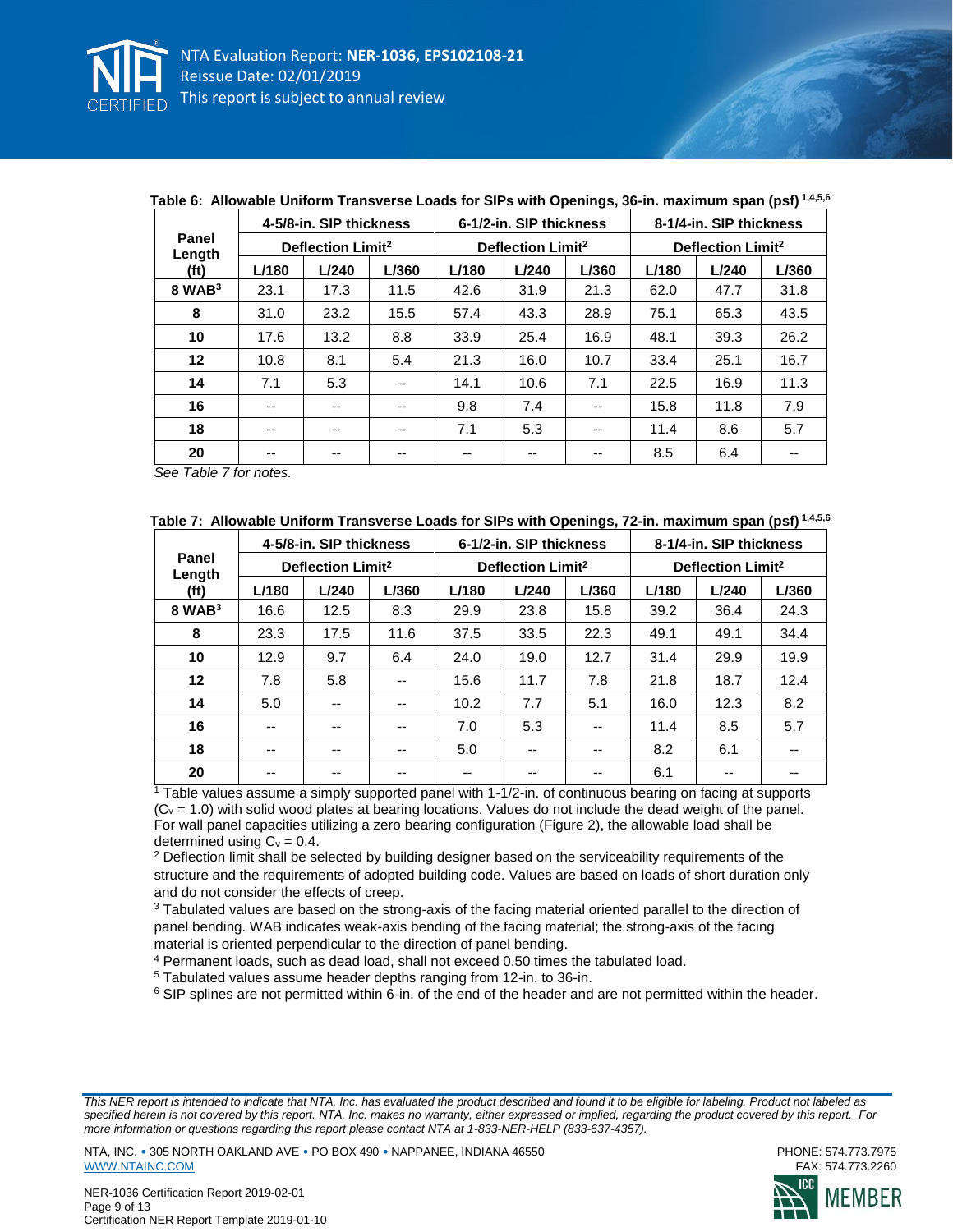**Table 6: Allowable Uniform Transverse Loads for SIPs with Openings, 36-in. maximum span (psf) [1,4,5,6]**

| Panel Length (ft) | 4-5/8-in. SIP thickness | | | 6-1/2-in. SIP thickness | | | 8-1/4-in. SIP thickness | | |
|---|---|---|---|---|---|---|---|---|---|
| | Deflection Limit[2] | | | Deflection Limit[2] | | | Deflection Limit[2] | | |
| | L/180 | L/240 | L/360 | L/180 | L/240 | L/360 | L/180 | L/240 | L/360 |
| 8 WAB[3] | 23.1 | 17.3 | 11.5 | 42.6 | 31.9 | 21.3 | 62.0 | 47.7 | 31.8 |
| 8 | 31.0 | 23.2 | 15.5 | 57.4 | 43.3 | 28.9 | 75.1 | 65.3 | 43.5 |
| 10 | 17.6 | 13.2 | 8.8 | 33.9 | 25.4 | 16.9 | 48.1 | 39.3 | 26.2 |
| 12 | 10.8 | 8.1 | 5.4 | 21.3 | 16.0 | 10.7 | 33.4 | 25.1 | 16.7 |
| 14 | 7.1 | 5.3 | -- | 14.1 | 10.6 | 7.1 | 22.5 | 16.9 | 11.3 |
| 16 | -- | -- | -- | 9.8 | 7.4 | -- | 15.8 | 11.8 | 7.9 |
| 18 | -- | -- | -- | 7.1 | 5.3 | -- | 11.4 | 8.6 | 5.7 |
| 20 | -- | -- | -- | -- | -- | -- | 8.5 | 6.4 | -- |

*See Table 7 for notes.*

**Table 7: Allowable Uniform Transverse Loads for SIPs with Openings, 72-in. maximum span (psf) [1,4,5,6]**

| Panel Length (ft) | 4-5/8-in. SIP thickness | | | 6-1/2-in. SIP thickness | | | 8-1/4-in. SIP thickness | | |
|---|---|---|---|---|---|---|---|---|---|
| | Deflection Limit[2] | | | Deflection Limit[2] | | | Deflection Limit[2] | | |
| | L/180 | L/240 | L/360 | L/180 | L/240 | L/360 | L/180 | L/240 | L/360 |
| 8 WAB[3] | 16.6 | 12.5 | 8.3 | 29.9 | 23.8 | 15.8 | 39.2 | 36.4 | 24.3 |
| 8 | 23.3 | 17.5 | 11.6 | 37.5 | 33.5 | 22.3 | 49.1 | 49.1 | 34.4 |
| 10 | 12.9 | 9.7 | 6.4 | 24.0 | 19.0 | 12.7 | 31.4 | 29.9 | 19.9 |
| 12 | 7.8 | 5.8 | -- | 15.6 | 11.7 | 7.8 | 21.8 | 18.7 | 12.4 |
| 14 | 5.0 | -- | -- | 10.2 | 7.7 | 5.1 | 16.0 | 12.3 | 8.2 |
| 16 | -- | -- | -- | 7.0 | 5.3 | -- | 11.4 | 8.5 | 5.7 |
| 18 | -- | -- | -- | 5.0 | -- | -- | 8.2 | 6.1 | -- |
| 20 | -- | -- | -- | -- | -- | -- | 6.1 | -- | -- |

[1] Table values assume a simply supported panel with 1-1/2-in. of continuous bearing on facing at supports ($C_v$ = 1.0) with solid wood plates at bearing locations. Values do not include the dead weight of the panel. For wall panel capacities utilizing a zero bearing configuration (Figure 2), the allowable load shall be determined using $C_v$ = 0.4.

[2] Deflection limit shall be selected by building designer based on the serviceability requirements of the structure and the requirements of adopted building code. Values are based on loads of short duration only and do not consider the effects of creep.

[3] Tabulated values are based on the strong-axis of the facing material oriented parallel to the direction of panel bending. WAB indicates weak-axis bending of the facing material; the strong-axis of the facing material is oriented perpendicular to the direction of panel bending.

[4] Permanent loads, such as dead load, shall not exceed 0.50 times the tabulated load.

[5] Tabulated values assume header depths ranging from 12-in. to 36-in.

[6] SIP splines are not permitted within 6-in. of the end of the header and are not permitted within the header.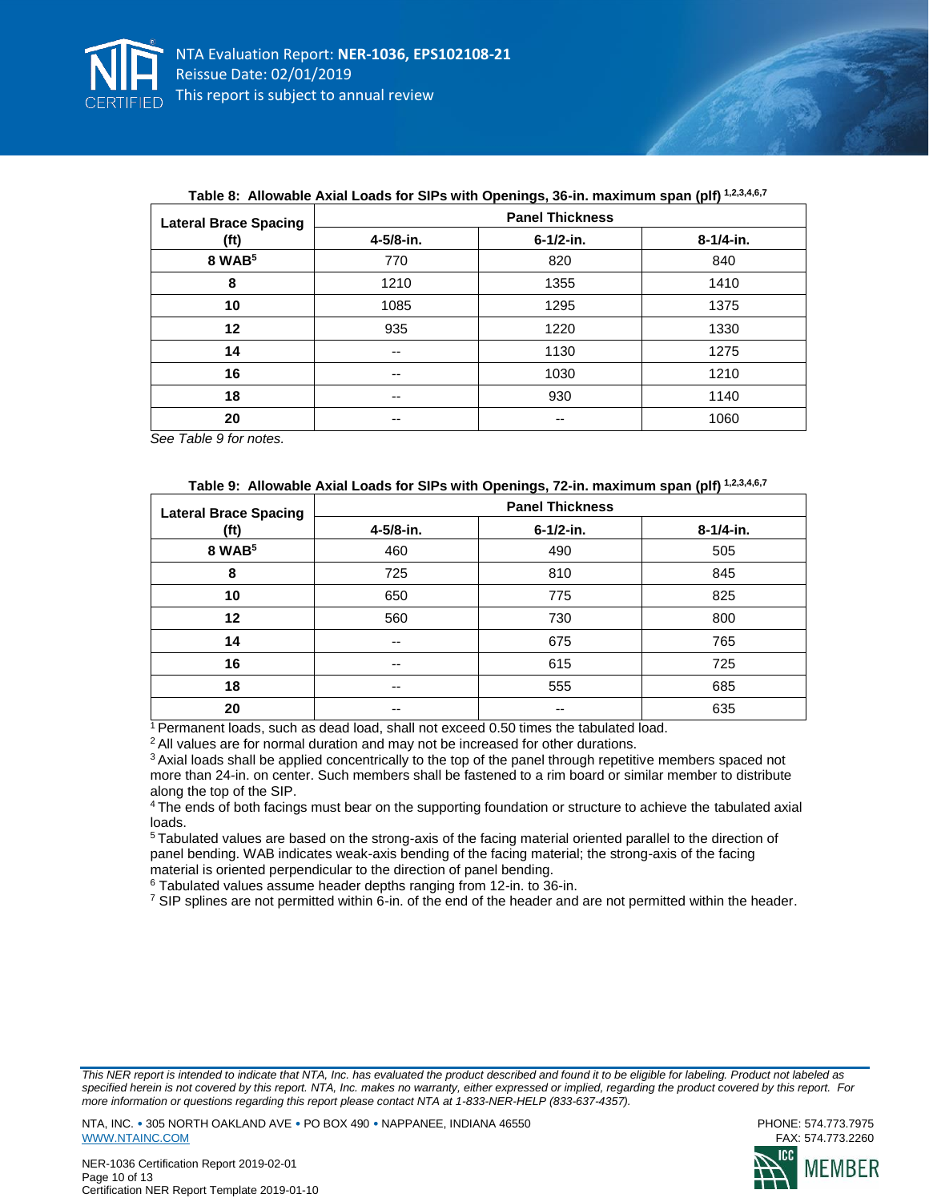**Table 8: Allowable Axial Loads for SIPs with Openings, 36-in. maximum span (plf) [1,2,3,4,6,7]**

| Lateral Brace Spacing (ft) | Panel Thickness | | |
|---|---|---|---|
| | 4-5/8-in. | 6-1/2-in. | 8-1/4-in. |
| 8 WAB[5] | 770 | 820 | 840 |
| 8 | 1210 | 1355 | 1410 |
| 10 | 1085 | 1295 | 1375 |
| 12 | 935 | 1220 | 1330 |
| 14 | -- | 1130 | 1275 |
| 16 | -- | 1030 | 1210 |
| 18 | -- | 930 | 1140 |
| 20 | -- | -- | 1060 |

*See Table 9 for notes.*

**Table 9: Allowable Axial Loads for SIPs with Openings, 72-in. maximum span (plf) [1,2,3,4,6,7]**

| Lateral Brace Spacing (ft) | Panel Thickness | | |
|---|---|---|---|
| | 4-5/8-in. | 6-1/2-in. | 8-1/4-in. |
| 8 WAB[5] | 460 | 490 | 505 |
| 8 | 725 | 810 | 845 |
| 10 | 650 | 775 | 825 |
| 12 | 560 | 730 | 800 |
| 14 | -- | 675 | 765 |
| 16 | -- | 615 | 725 |
| 18 | -- | 555 | 685 |
| 20 | -- | -- | 635 |

[1] Permanent loads, such as dead load, shall not exceed 0.50 times the tabulated load.

[2] All values are for normal duration and may not be increased for other durations.

[3] Axial loads shall be applied concentrically to the top of the panel through repetitive members spaced not more than 24-in. on center. Such members shall be fastened to a rim board or similar member to distribute along the top of the SIP.

[4] The ends of both facings must bear on the supporting foundation or structure to achieve the tabulated axial loads.

[5] Tabulated values are based on the strong-axis of the facing material oriented parallel to the direction of panel bending. WAB indicates weak-axis bending of the facing material; the strong-axis of the facing material is oriented perpendicular to the direction of panel bending.

[6] Tabulated values assume header depths ranging from 12-in. to 36-in.

[7] SIP splines are not permitted within 6-in. of the end of the header and are not permitted within the header.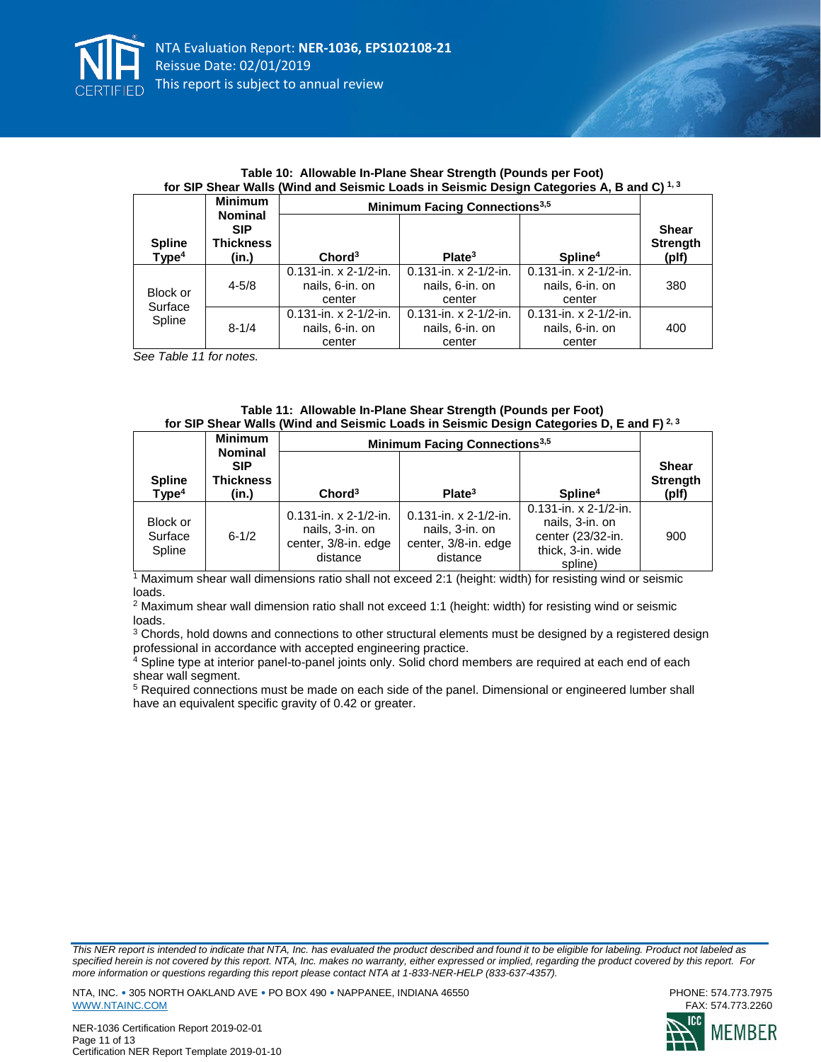**Table 10: Allowable In-Plane Shear Strength (Pounds per Foot) for SIP Shear Walls (Wind and Seismic Loads in Seismic Design Categories A, B and C) [1, 3]**

| Spline Type[4] | Minimum Nominal SIP Thickness (in.) | Minimum Facing Connections[3,5] | | | Shear Strength (plf) |
|---|---|---|---|---|---|
| | | Chord[3] | Plate[3] | Spline[4] | |
| Block or Surface Spline | 4-5/8 | 0.131-in. x 2-1/2-in. nails, 6-in. on center | 0.131-in. x 2-1/2-in. nails, 6-in. on center | 0.131-in. x 2-1/2-in. nails, 6-in. on center | 380 |
| | 8-1/4 | 0.131-in. x 2-1/2-in. nails, 6-in. on center | 0.131-in. x 2-1/2-in. nails, 6-in. on center | 0.131-in. x 2-1/2-in. nails, 6-in. on center | 400 |

*See Table 11 for notes.*

**Table 11: Allowable In-Plane Shear Strength (Pounds per Foot) for SIP Shear Walls (Wind and Seismic Loads in Seismic Design Categories D, E and F) [2, 3]**

| Spline Type[4] | Minimum Nominal SIP Thickness (in.) | Minimum Facing Connections[3,5] | | | Shear Strength (plf) |
|---|---|---|---|---|---|
| | | Chord[3] | Plate[3] | Spline[4] | |
| Block or Surface Spline | 6-1/2 | 0.131-in. x 2-1/2-in. nails, 3-in. on center, 3/8-in. edge distance | 0.131-in. x 2-1/2-in. nails, 3-in. on center, 3/8-in. edge distance | 0.131-in. x 2-1/2-in. nails, 3-in. on center (23/32-in. thick, 3-in. wide spline) | 900 |

[1] Maximum shear wall dimensions ratio shall not exceed 2:1 (height: width) for resisting wind or seismic loads.

[2] Maximum shear wall dimension ratio shall not exceed 1:1 (height: width) for resisting wind or seismic loads.

[3] Chords, hold downs and connections to other structural elements must be designed by a registered design professional in accordance with accepted engineering practice.

[4] Spline type at interior panel-to-panel joints only. Solid chord members are required at each end of each shear wall segment.

[5] Required connections must be made on each side of the panel. Dimensional or engineered lumber shall have an equivalent specific gravity of 0.42 or greater.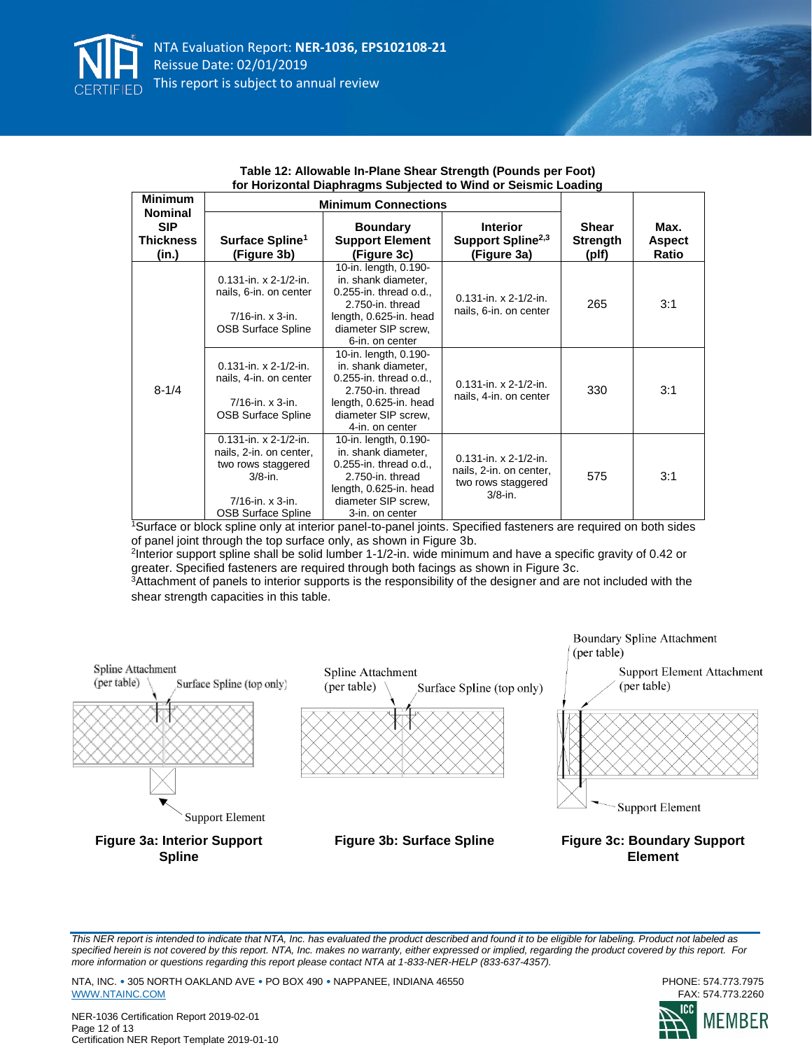**Table 12: Allowable In-Plane Shear Strength (Pounds per Foot) for Horizontal Diaphragms Subjected to Wind or Seismic Loading**

| Minimum Nominal SIP Thickness (in.) | Minimum Connections | | | Shear Strength (plf) | Max. Aspect Ratio |
|---|---|---|---|---|---|
| | Surface Spline[1] (Figure 3b) | Boundary Support Element (Figure 3c) | Interior Support Spline[2,3] (Figure 3a) | | |
| 8-1/4 | 0.131-in. x 2-1/2-in. nails, 6-in. on center<br><br>7/16-in. x 3-in. OSB Surface Spline | 10-in. length, 0.190-in. shank diameter, 0.255-in. thread o.d., 2.750-in. thread length, 0.625-in. head diameter SIP screw, 6-in. on center | 0.131-in. x 2-1/2-in. nails, 6-in. on center | 265 | 3:1 |
| | 0.131-in. x 2-1/2-in. nails, 4-in. on center<br><br>7/16-in. x 3-in. OSB Surface Spline | 10-in. length, 0.190-in. shank diameter, 0.255-in. thread o.d., 2.750-in. thread length, 0.625-in. head diameter SIP screw, 4-in. on center | 0.131-in. x 2-1/2-in. nails, 4-in. on center | 330 | 3:1 |
| | 0.131-in. x 2-1/2-in. nails, 2-in. on center, two rows staggered 3/8-in.<br><br>7/16-in. x 3-in. OSB Surface Spline | 10-in. length, 0.190-in. shank diameter, 0.255-in. thread o.d., 2.750-in. thread length, 0.625-in. head diameter SIP screw, 3-in. on center | 0.131-in. x 2-1/2-in. nails, 2-in. on center, two rows staggered 3/8-in. | 575 | 3:1 |

[1]Surface or block spline only at interior panel-to-panel joints. Specified fasteners are required on both sides of panel joint through the top surface only, as shown in Figure 3b.
[2]Interior support spline shall be solid lumber 1-1/2-in. wide minimum and have a specific gravity of 0.42 or greater. Specified fasteners are required through both facings as shown in Figure 3c.
[3]Attachment of panels to interior supports is the responsibility of the designer and are not included with the shear strength capacities in this table.

Spline Attachment (per table)
Surface Spline (top only)
Support Element

**Figure 3a: Interior Support Spline**

Spline Attachment (per table)
Surface Spline (top only)

**Figure 3b: Surface Spline**

Boundary Spline Attachment (per table)
Support Element Attachment (per table)
Support Element

**Figure 3c: Boundary Support Element**

*This NER report is intended to indicate that NTA, Inc. has evaluated the product described and found it to be eligible for labeling. Product not labeled as specified herein is not covered by this report. NTA, Inc. makes no warranty, either expressed or implied, regarding the product covered by this report. For more information or questions regarding this report please contact NTA at 1-833-NER-HELP (833-637-4357).*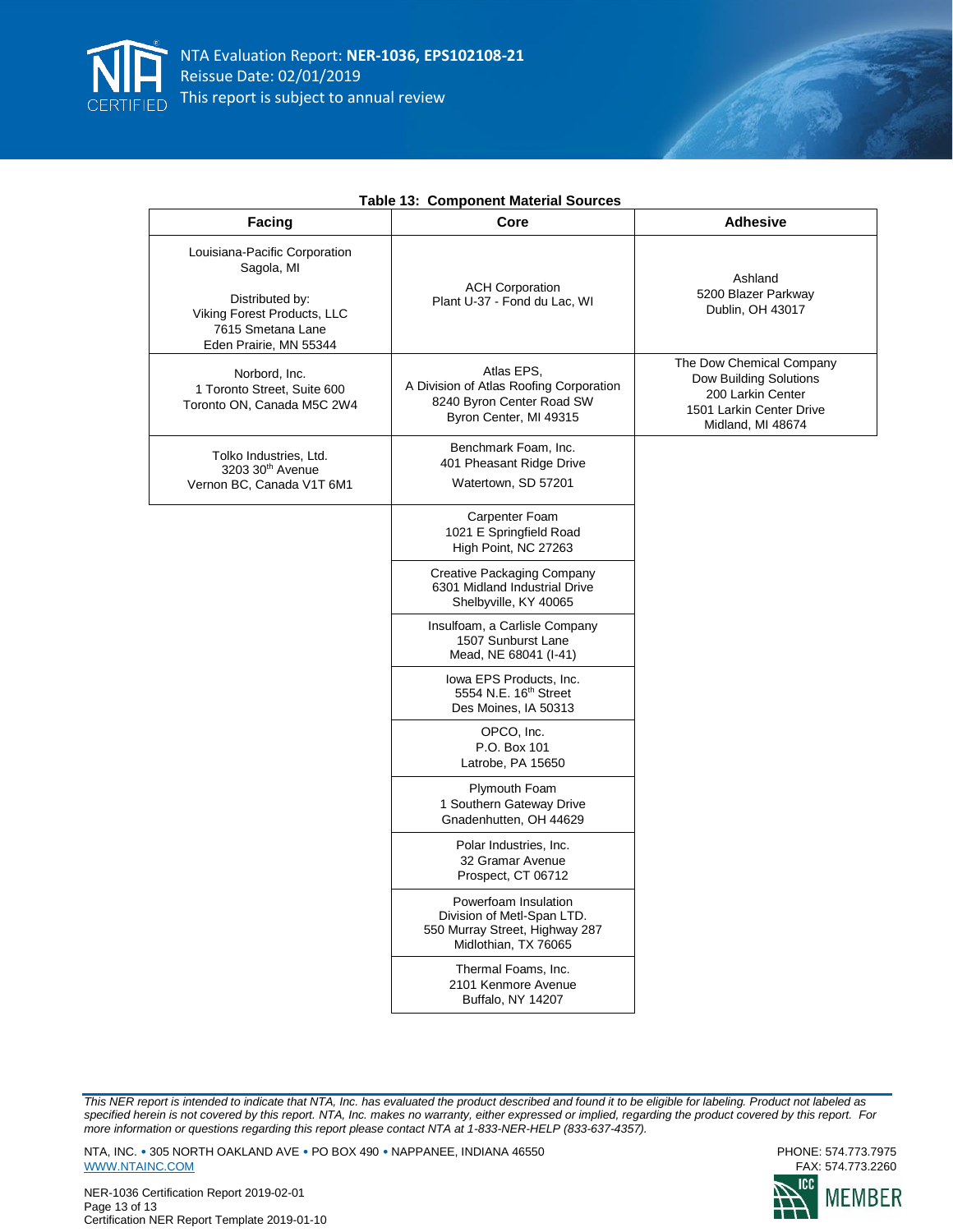**Table 13: Component Material Sources**

| Facing | Core | Adhesive |
|---|---|---|
| Louisiana-Pacific Corporation<br>Sagola, MI<br><br>Distributed by:<br>Viking Forest Products, LLC<br>7615 Smetana Lane<br>Eden Prairie, MN 55344 | ACH Corporation<br>Plant U-37 - Fond du Lac, WI | Ashland<br>5200 Blazer Parkway<br>Dublin, OH 43017 |
| Norbord, Inc.<br>1 Toronto Street, Suite 600<br>Toronto ON, Canada M5C 2W4 | Atlas EPS,<br>A Division of Atlas Roofing Corporation<br>8240 Byron Center Road SW<br>Byron Center, MI 49315 | The Dow Chemical Company<br>Dow Building Solutions<br>200 Larkin Center<br>1501 Larkin Center Drive<br>Midland, MI 48674 |
| Tolko Industries, Ltd.<br>3203 30th Avenue<br>Vernon BC, Canada V1T 6M1 | Benchmark Foam, Inc.<br>401 Pheasant Ridge Drive<br>Watertown, SD 57201 | |
| | Carpenter Foam<br>1021 E Springfield Road<br>High Point, NC 27263 | |
| | Creative Packaging Company<br>6301 Midland Industrial Drive<br>Shelbyville, KY 40065 | |
| | Insulfoam, a Carlisle Company<br>1507 Sunburst Lane<br>Mead, NE 68041 (I-41) | |
| | Iowa EPS Products, Inc.<br>5554 N.E. 16th Street<br>Des Moines, IA 50313 | |
| | OPCO, Inc.<br>P.O. Box 101<br>Latrobe, PA 15650 | |
| | Plymouth Foam<br>1 Southern Gateway Drive<br>Gnadenhutten, OH 44629 | |
| | Polar Industries, Inc.<br>32 Gramar Avenue<br>Prospect, CT 06712 | |
| | Powerfoam Insulation<br>Division of Metl-Span LTD.<br>550 Murray Street, Highway 287<br>Midlothian, TX 76065 | |
| | Thermal Foams, Inc.<br>2101 Kenmore Avenue<br>Buffalo, NY 14207 | |